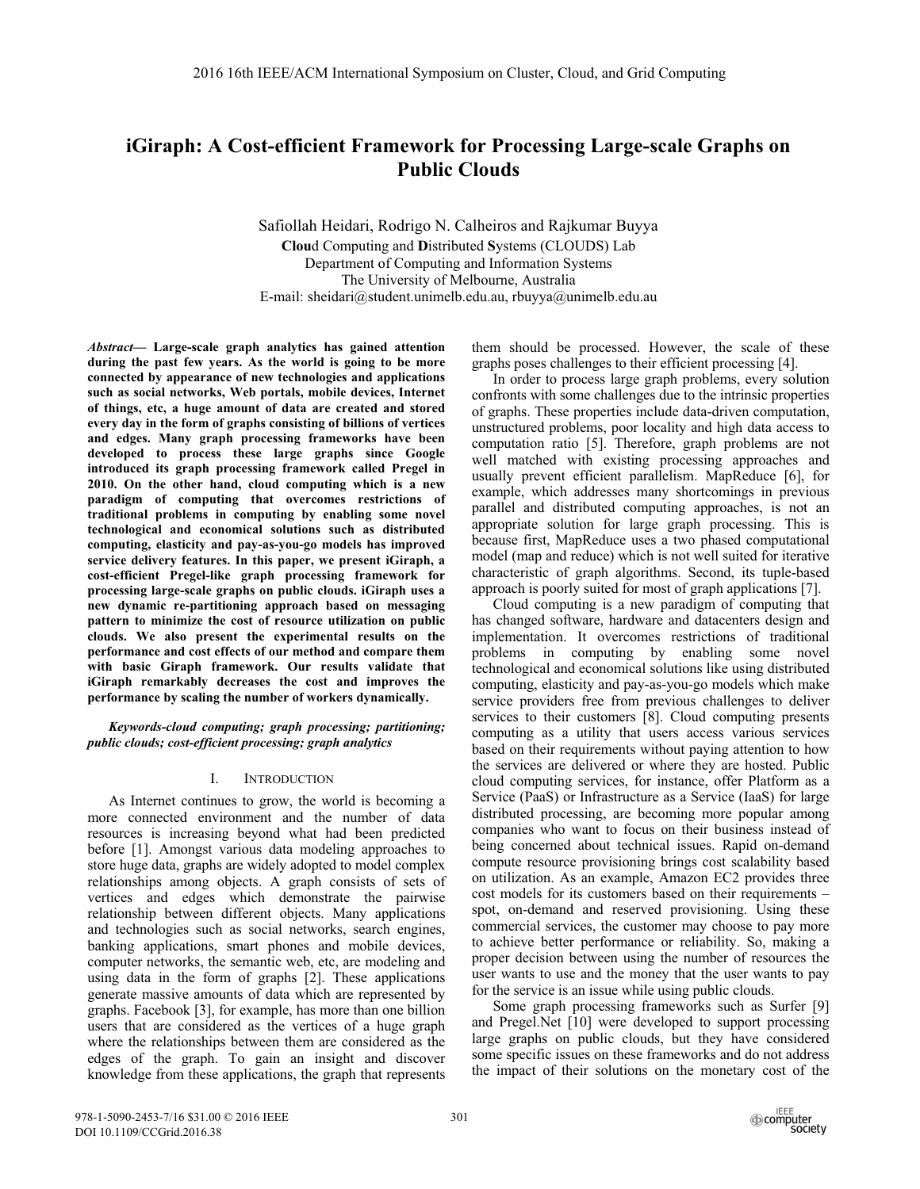# iGiraph: A Cost-efficient Framework for Processing Large-scale Graphs on Public Clouds

Safiollah Heidari, Rodrigo N. Calheiros and Rajkumar Buyya

**Clou**d Computing and **D**istributed **S**ystems (CLOUDS) Lab
Department of Computing and Information Systems
The University of Melbourne, Australia
E-mail: sheidari@student.unimelb.edu.au, rbuyya@unimelb.edu.au

***Abstract*— Large-scale graph analytics has gained attention during the past few years. As the world is going to be more connected by appearance of new technologies and applications such as social networks, Web portals, mobile devices, Internet of things, etc, a huge amount of data are created and stored every day in the form of graphs consisting of billions of vertices and edges. Many graph processing frameworks have been developed to process these large graphs since Google introduced its graph processing framework called Pregel in 2010. On the other hand, cloud computing which is a new paradigm of computing that overcomes restrictions of traditional problems in computing by enabling some novel technological and economical solutions such as distributed computing, elasticity and pay-as-you-go models has improved service delivery features. In this paper, we present iGiraph, a cost-efficient Pregel-like graph processing framework for processing large-scale graphs on public clouds. iGiraph uses a new dynamic re-partitioning approach based on messaging pattern to minimize the cost of resource utilization on public clouds. We also present the experimental results on the performance and cost effects of our method and compare them with basic Giraph framework. Our results validate that iGiraph remarkably decreases the cost and improves the performance by scaling the number of workers dynamically.**

***Keywords-cloud computing; graph processing; partitioning; public clouds; cost-efficient processing; graph analytics***

## I. INTRODUCTION

As Internet continues to grow, the world is becoming a more connected environment and the number of data resources is increasing beyond what had been predicted before [1]. Amongst various data modeling approaches to store huge data, graphs are widely adopted to model complex relationships among objects. A graph consists of sets of vertices and edges which demonstrate the pairwise relationship between different objects. Many applications and technologies such as social networks, search engines, banking applications, smart phones and mobile devices, computer networks, the semantic web, etc, are modeling and using data in the form of graphs [2]. These applications generate massive amounts of data which are represented by graphs. Facebook [3], for example, has more than one billion users that are considered as the vertices of a huge graph where the relationships between them are considered as the edges of the graph. To gain an insight and discover knowledge from these applications, the graph that represents them should be processed. However, the scale of these graphs poses challenges to their efficient processing [4].

In order to process large graph problems, every solution confronts with some challenges due to the intrinsic properties of graphs. These properties include data-driven computation, unstructured problems, poor locality and high data access to computation ratio [5]. Therefore, graph problems are not well matched with existing processing approaches and usually prevent efficient parallelism. MapReduce [6], for example, which addresses many shortcomings in previous parallel and distributed computing approaches, is not an appropriate solution for large graph processing. This is because first, MapReduce uses a two phased computational model (map and reduce) which is not well suited for iterative characteristic of graph algorithms. Second, its tuple-based approach is poorly suited for most of graph applications [7].

Cloud computing is a new paradigm of computing that has changed software, hardware and datacenters design and implementation. It overcomes restrictions of traditional problems in computing by enabling some novel technological and economical solutions like using distributed computing, elasticity and pay-as-you-go models which make service providers free from previous challenges to deliver services to their customers [8]. Cloud computing presents computing as a utility that users access various services based on their requirements without paying attention to how the services are delivered or where they are hosted. Public cloud computing services, for instance, offer Platform as a Service (PaaS) or Infrastructure as a Service (IaaS) for large distributed processing, are becoming more popular among companies who want to focus on their business instead of being concerned about technical issues. Rapid on-demand compute resource provisioning brings cost scalability based on utilization. As an example, Amazon EC2 provides three cost models for its customers based on their requirements – spot, on-demand and reserved provisioning. Using these commercial services, the customer may choose to pay more to achieve better performance or reliability. So, making a proper decision between using the number of resources the user wants to use and the money that the user wants to pay for the service is an issue while using public clouds.

Some graph processing frameworks such as Surfer [9] and Pregel.Net [10] were developed to support processing large graphs on public clouds, but they have considered some specific issues on these frameworks and do not address the impact of their solutions on the monetary cost of the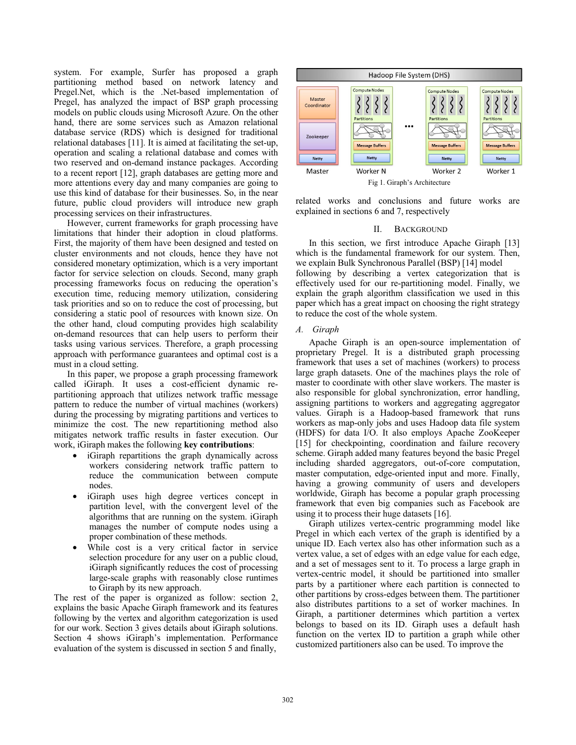system. For example, Surfer has proposed a graph partitioning method based on network latency and Pregel.Net, which is the .Net-based implementation of Pregel, has analyzed the impact of BSP graph processing models on public clouds using Microsoft Azure. On the other hand, there are some services such as Amazon relational database service (RDS) which is designed for traditional relational databases [11]. It is aimed at facilitating the set-up, operation and scaling a relational database and comes with two reserved and on-demand instance packages. According to a recent report [12], graph databases are getting more and more attentions every day and many companies are going to use this kind of database for their businesses. So, in the near future, public cloud providers will introduce new graph processing services on their infrastructures.

However, current frameworks for graph processing have limitations that hinder their adoption in cloud platforms. First, the majority of them have been designed and tested on cluster environments and not clouds, hence they have not considered monetary optimization, which is a very important factor for service selection on clouds. Second, many graph processing frameworks focus on reducing the operation's execution time, reducing memory utilization, considering task priorities and so on to reduce the cost of processing, but considering a static pool of resources with known size. On the other hand, cloud computing provides high scalability on-demand resources that can help users to perform their tasks using various services. Therefore, a graph processing approach with performance guarantees and optimal cost is a must in a cloud setting.

In this paper, we propose a graph processing framework called iGiraph. It uses a cost-efficient dynamic re-partitioning approach that utilizes network traffic message pattern to reduce the number of virtual machines (workers) during the processing by migrating partitions and vertices to minimize the cost. The new repartitioning method also mitigates network traffic results in faster execution. Our work, iGiraph makes the following **key contributions**:

- iGiraph repartitions the graph dynamically across workers considering network traffic pattern to reduce the communication between compute nodes.
- iGiraph uses high degree vertices concept in partition level, with the convergent level of the algorithms that are running on the system. iGiraph manages the number of compute nodes using a proper combination of these methods.
- While cost is a very critical factor in service selection procedure for any user on a public cloud, iGiraph significantly reduces the cost of processing large-scale graphs with reasonably close runtimes to Giraph by its new approach.

The rest of the paper is organized as follow: section 2, explains the basic Apache Giraph framework and its features following by the vertex and algorithm categorization is used for our work. Section 3 gives details about iGiraph solutions. Section 4 shows iGiraph's implementation. Performance evaluation of the system is discussed in section 5 and finally, related works and conclusions and future works are explained in sections 6 and 7, respectively

Fig 1. Giraph's Architecture

## II. Background

In this section, we first introduce Apache Giraph [13] which is the fundamental framework for our system. Then, we explain Bulk Synchronous Parallel (BSP) [14] model following by describing a vertex categorization that is effectively used for our re-partitioning model. Finally, we explain the graph algorithm classification we used in this paper which has a great impact on choosing the right strategy to reduce the cost of the whole system.

### *A. Giraph*

Apache Giraph is an open-source implementation of proprietary Pregel. It is a distributed graph processing framework that uses a set of machines (workers) to process large graph datasets. One of the machines plays the role of master to coordinate with other slave workers. The master is also responsible for global synchronization, error handling, assigning partitions to workers and aggregating aggregator values. Giraph is a Hadoop-based framework that runs workers as map-only jobs and uses Hadoop data file system (HDFS) for data I/O. It also employs Apache ZooKeeper [15] for checkpointing, coordination and failure recovery scheme. Giraph added many features beyond the basic Pregel including sharded aggregators, out-of-core computation, master computation, edge-oriented input and more. Finally, having a growing community of users and developers worldwide, Giraph has become a popular graph processing framework that even big companies such as Facebook are using it to process their huge datasets [16].

Giraph utilizes vertex-centric programming model like Pregel in which each vertex of the graph is identified by a unique ID. Each vertex also has other information such as a vertex value, a set of edges with an edge value for each edge, and a set of messages sent to it. To process a large graph in vertex-centric model, it should be partitioned into smaller parts by a partitioner where each partition is connected to other partitions by cross-edges between them. The partitioner also distributes partitions to a set of worker machines. In Giraph, a partitioner determines which partition a vertex belongs to based on its ID. Giraph uses a default hash function on the vertex ID to partition a graph while other customized partitioners also can be used. To improve the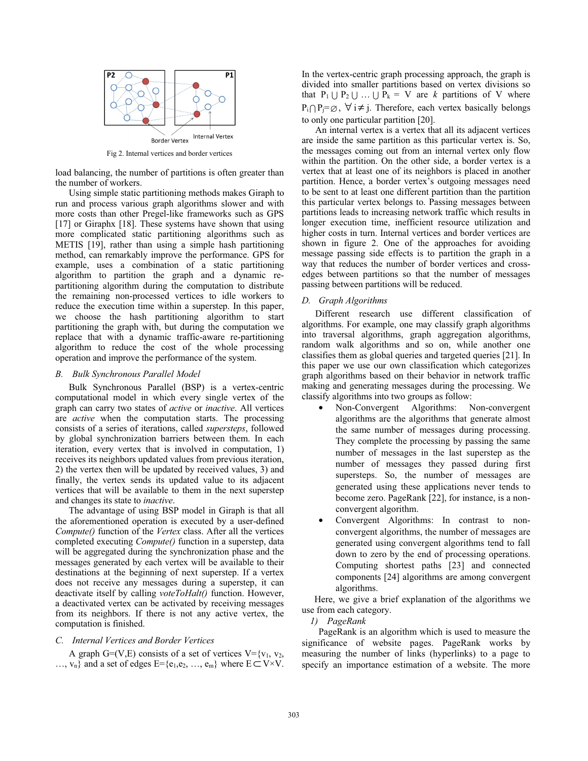Fig 2. Internal vertices and border vertices

load balancing, the number of partitions is often greater than the number of workers.

Using simple static partitioning methods makes Giraph to run and process various graph algorithms slower and with more costs than other Pregel-like frameworks such as GPS [17] or Giraphx [18]. These systems have shown that using more complicated static partitioning algorithms such as METIS [19], rather than using a simple hash partitioning method, can remarkably improve the performance. GPS for example, uses a combination of a static partitioning algorithm to partition the graph and a dynamic re-partitioning algorithm during the computation to distribute the remaining non-processed vertices to idle workers to reduce the execution time within a superstep. In this paper, we choose the hash partitioning algorithm to start partitioning the graph with, but during the computation we replace that with a dynamic traffic-aware re-partitioning algorithm to reduce the cost of the whole processing operation and improve the performance of the system.

### *B. Bulk Synchronous Parallel Model*

Bulk Synchronous Parallel (BSP) is a vertex-centric computational model in which every single vertex of the graph can carry two states of *active* or *inactive*. All vertices are *active* when the computation starts. The processing consists of a series of iterations, called *supersteps*, followed by global synchronization barriers between them. In each iteration, every vertex that is involved in computation, 1) receives its neighbors updated values from previous iteration, 2) the vertex then will be updated by received values, 3) and finally, the vertex sends its updated value to its adjacent vertices that will be available to them in the next superstep and changes its state to *inactive*.

The advantage of using BSP model in Giraph is that all the aforementioned operation is executed by a user-defined *Compute()* function of the *Vertex* class. After all the vertices completed executing *Compute()* function in a superstep, data will be aggregated during the synchronization phase and the messages generated by each vertex will be available to their destinations at the beginning of next superstep. If a vertex does not receive any messages during a superstep, it can deactivate itself by calling *voteToHalt()* function. However, a deactivated vertex can be activated by receiving messages from its neighbors. If there is not any active vertex, the computation is finished.

### *C. Internal Vertices and Border Vertices*

A graph G=(V,E) consists of a set of vertices $V=\{v_1, v_2, \ldots, v_n\}$ and a set of edges $E=\{e_1,e_2, \ldots, e_m\}$ where $E \subset V\times V$. In the vertex-centric graph processing approach, the graph is divided into smaller partitions based on vertex divisions so that $P_1 \cup P_2 \cup \ldots \cup P_k = V$ are *k* partitions of V where $P_i \cap P_j = \varnothing$, $\forall i \neq j$. Therefore, each vertex basically belongs to only one particular partition [20].

An internal vertex is a vertex that all its adjacent vertices are inside the same partition as this particular vertex is. So, the messages coming out from an internal vertex only flow within the partition. On the other side, a border vertex is a vertex that at least one of its neighbors is placed in another partition. Hence, a border vertex's outgoing messages need to be sent to at least one different partition than the partition this particular vertex belongs to. Passing messages between partitions leads to increasing network traffic which results in longer execution time, inefficient resource utilization and higher costs in turn. Internal vertices and border vertices are shown in figure 2. One of the approaches for avoiding message passing side effects is to partition the graph in a way that reduces the number of border vertices and cross-edges between partitions so that the number of messages passing between partitions will be reduced.

### *D. Graph Algorithms*

Different research use different classification of algorithms. For example, one may classify graph algorithms into traversal algorithms, graph aggregation algorithms, random walk algorithms and so on, while another one classifies them as global queries and targeted queries [21]. In this paper we use our own classification which categorizes graph algorithms based on their behavior in network traffic making and generating messages during the processing. We classify algorithms into two groups as follow:

- Non-Convergent Algorithms: Non-convergent algorithms are the algorithms that generate almost the same number of messages during processing. They complete the processing by passing the same number of messages in the last superstep as the number of messages they passed during first supersteps. So, the number of messages are generated using these applications never tends to become zero. PageRank [22], for instance, is a non-convergent algorithm.
- Convergent Algorithms: In contrast to non-convergent algorithms, the number of messages are generated using convergent algorithms tend to fall down to zero by the end of processing operations. Computing shortest paths [23] and connected components [24] algorithms are among convergent algorithms.

Here, we give a brief explanation of the algorithms we use from each category.

#### *1) PageRank*

PageRank is an algorithm which is used to measure the significance of website pages. PageRank works by measuring the number of links (hyperlinks) to a page to specify an importance estimation of a website. The more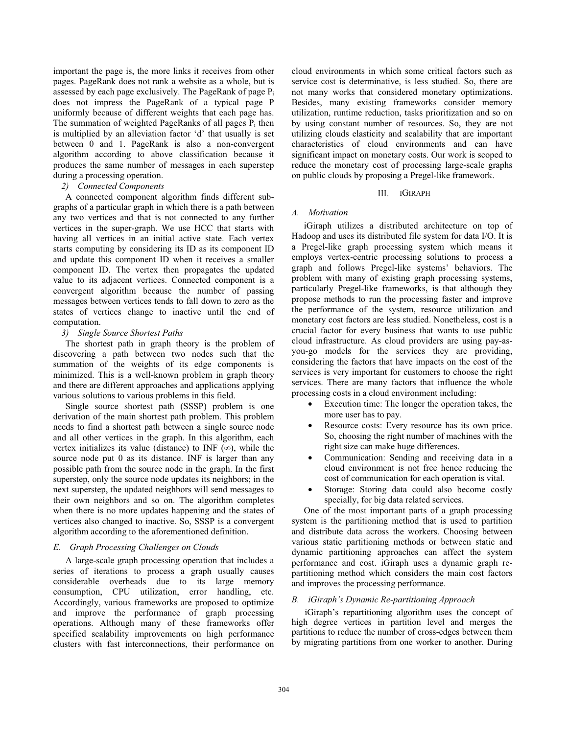important the page is, the more links it receives from other pages. PageRank does not rank a website as a whole, but is assessed by each page exclusively. The PageRank of page $P_i$ does not impress the PageRank of a typical page P uniformly because of different weights that each page has. The summation of weighted PageRanks of all pages $P_i$ then is multiplied by an alleviation factor 'd' that usually is set between 0 and 1. PageRank is also a non-convergent algorithm according to above classification because it produces the same number of messages in each superstep during a processing operation.

*2) Connected Components*

A connected component algorithm finds different sub-graphs of a particular graph in which there is a path between any two vertices and that is not connected to any further vertices in the super-graph. We use HCC that starts with having all vertices in an initial active state. Each vertex starts computing by considering its ID as its component ID and update this component ID when it receives a smaller component ID. The vertex then propagates the updated value to its adjacent vertices. Connected component is a convergent algorithm because the number of passing messages between vertices tends to fall down to zero as the states of vertices change to inactive until the end of computation.

*3) Single Source Shortest Paths*

The shortest path in graph theory is the problem of discovering a path between two nodes such that the summation of the weights of its edge components is minimized. This is a well-known problem in graph theory and there are different approaches and applications applying various solutions to various problems in this field.

Single source shortest path (SSSP) problem is one derivation of the main shortest path problem. This problem needs to find a shortest path between a single source node and all other vertices in the graph. In this algorithm, each vertex initializes its value (distance) to INF ($\infty$), while the source node put 0 as its distance. INF is larger than any possible path from the source node in the graph. In the first superstep, only the source node updates its neighbors; in the next superstep, the updated neighbors will send messages to their own neighbors and so on. The algorithm completes when there is no more updates happening and the states of vertices also changed to inactive. So, SSSP is a convergent algorithm according to the aforementioned definition.

### *E. Graph Processing Challenges on Clouds*

A large-scale graph processing operation that includes a series of iterations to process a graph usually causes considerable overheads due to its large memory consumption, CPU utilization, error handling, etc. Accordingly, various frameworks are proposed to optimize and improve the performance of graph processing operations. Although many of these frameworks offer specified scalability improvements on high performance clusters with fast interconnections, their performance on cloud environments in which some critical factors such as service cost is determinative, is less studied. So, there are not many works that considered monetary optimizations. Besides, many existing frameworks consider memory utilization, runtime reduction, tasks prioritization and so on by using constant number of resources. So, they are not utilizing clouds elasticity and scalability that are important characteristics of cloud environments and can have significant impact on monetary costs. Our work is scoped to reduce the monetary cost of processing large-scale graphs on public clouds by proposing a Pregel-like framework.

## III. iGiraph

### *A. Motivation*

iGiraph utilizes a distributed architecture on top of Hadoop and uses its distributed file system for data I/O. It is a Pregel-like graph processing system which means it employs vertex-centric processing solutions to process a graph and follows Pregel-like systems' behaviors. The problem with many of existing graph processing systems, particularly Pregel-like frameworks, is that although they propose methods to run the processing faster and improve the performance of the system, resource utilization and monetary cost factors are less studied. Nonetheless, cost is a crucial factor for every business that wants to use public cloud infrastructure. As cloud providers are using pay-as-you-go models for the services they are providing, considering the factors that have impacts on the cost of the services is very important for customers to choose the right services. There are many factors that influence the whole processing costs in a cloud environment including:

- Execution time: The longer the operation takes, the more user has to pay.
- Resource costs: Every resource has its own price. So, choosing the right number of machines with the right size can make huge differences.
- Communication: Sending and receiving data in a cloud environment is not free hence reducing the cost of communication for each operation is vital.
- Storage: Storing data could also become costly specially, for big data related services.

One of the most important parts of a graph processing system is the partitioning method that is used to partition and distribute data across the workers. Choosing between various static partitioning methods or between static and dynamic partitioning approaches can affect the system performance and cost. iGiraph uses a dynamic graph re-partitioning method which considers the main cost factors and improves the processing performance.

### *B. iGiraph's Dynamic Re-partitioning Approach*

iGiraph's repartitioning algorithm uses the concept of high degree vertices in partition level and merges the partitions to reduce the number of cross-edges between them by migrating partitions from one worker to another. During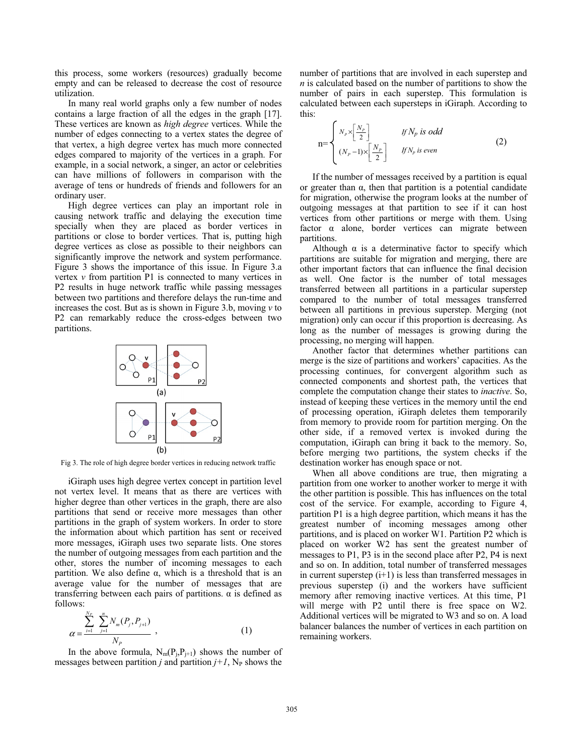this process, some workers (resources) gradually become empty and can be released to decrease the cost of resource utilization.

In many real world graphs only a few number of nodes contains a large fraction of all the edges in the graph [17]. These vertices are known as *high degree* vertices. While the number of edges connecting to a vertex states the degree of that vertex, a high degree vertex has much more connected edges compared to majority of the vertices in a graph. For example, in a social network, a singer, an actor or celebrities can have millions of followers in comparison with the average of tens or hundreds of friends and followers for an ordinary user.

High degree vertices can play an important role in causing network traffic and delaying the execution time specially when they are placed as border vertices in partitions or close to border vertices. That is, putting high degree vertices as close as possible to their neighbors can significantly improve the network and system performance. Figure 3 shows the importance of this issue. In Figure 3.a vertex *v* from partition P1 is connected to many vertices in P2 results in huge network traffic while passing messages between two partitions and therefore delays the run-time and increases the cost. But as is shown in Figure 3.b, moving *v* to P2 can remarkably reduce the cross-edges between two partitions.

Fig 3. The role of high degree border vertices in reducing network traffic

iGiraph uses high degree vertex concept in partition level not vertex level. It means that as there are vertices with higher degree than other vertices in the graph, there are also partitions that send or receive more messages than other partitions in the graph of system workers. In order to store the information about which partition has sent or received more messages, iGiraph uses two separate lists. One stores the number of outgoing messages from each partition and the other, stores the number of incoming messages to each partition. We also define α, which is a threshold that is an average value for the number of messages that are transferring between each pairs of partitions. α is defined as follows:

$$\alpha = \frac{\sum_{i=1}^{N_P} \sum_{j=1}^{n} N_m(P_j, P_{j+1})}{N_P}, \tag{1}$$

In the above formula, $N_m(P_j, P_{j+1})$ shows the number of messages between partition *j* and partition *j+1*, $N_P$ shows the number of partitions that are involved in each superstep and *n* is calculated based on the number of partitions to show the number of pairs in each superstep. This formulation is calculated between each supersteps in iGiraph. According to this:

$$n = \begin{cases} N_P \times \left\lceil \frac{N_P}{2} \right\rceil & \text{If } N_p \text{ is odd} \\ (N_P - 1) \times \left\lceil \frac{N_P}{2} \right\rceil & \text{If } N_p \text{ is even} \end{cases} \tag{2}$$

If the number of messages received by a partition is equal or greater than α, then that partition is a potential candidate for migration, otherwise the program looks at the number of outgoing messages at that partition to see if it can host vertices from other partitions or merge with them. Using factor α alone, border vertices can migrate between partitions.

Although α is a determinative factor to specify which partitions are suitable for migration and merging, there are other important factors that can influence the final decision as well. One factor is the number of total messages transferred between all partitions in a particular superstep compared to the number of total messages transferred between all partitions in previous superstep. Merging (not migration) only can occur if this proportion is decreasing. As long as the number of messages is growing during the processing, no merging will happen.

Another factor that determines whether partitions can merge is the size of partitions and workers' capacities. As the processing continues, for convergent algorithm such as connected components and shortest path, the vertices that complete the computation change their states to *inactive*. So, instead of keeping these vertices in the memory until the end of processing operation, iGiraph deletes them temporarily from memory to provide room for partition merging. On the other side, if a removed vertex is invoked during the computation, iGiraph can bring it back to the memory. So, before merging two partitions, the system checks if the destination worker has enough space or not.

When all above conditions are true, then migrating a partition from one worker to another worker to merge it with the other partition is possible. This has influences on the total cost of the service. For example, according to Figure 4, partition P1 is a high degree partition, which means it has the greatest number of incoming messages among other partitions, and is placed on worker W1. Partition P2 which is placed on worker W2 has sent the greatest number of messages to P1, P3 is in the second place after P2, P4 is next and so on. In addition, total number of transferred messages in current superstep (i+1) is less than transferred messages in previous superstep (i) and the workers have sufficient memory after removing inactive vertices. At this time, P1 will merge with P2 until there is free space on W2. Additional vertices will be migrated to W3 and so on. A load balancer balances the number of vertices in each partition on remaining workers.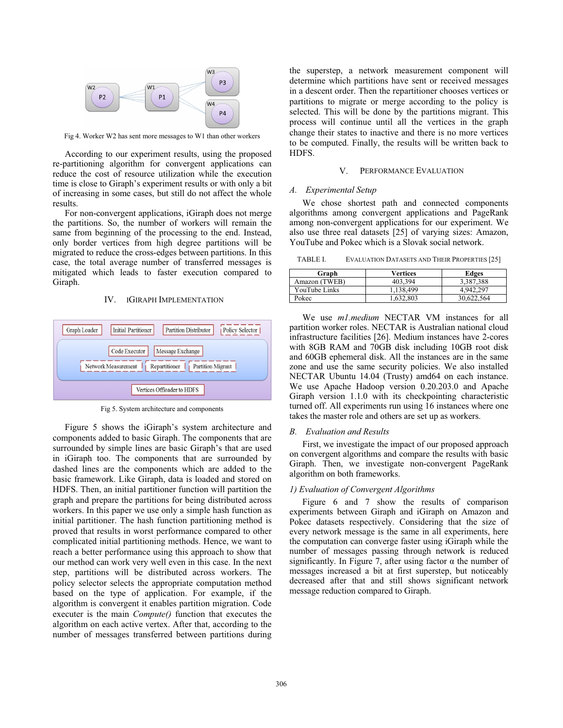W2 P2
W1 P1
W3 P3
W4 P4

Fig 4. Worker W2 has sent more messages to W1 than other workers

According to our experiment results, using the proposed re-partitioning algorithm for convergent applications can reduce the cost of resource utilization while the execution time is close to Giraph's experiment results or with only a bit of increasing in some cases, but still do not affect the whole results.

For non-convergent applications, iGiraph does not merge the partitions. So, the number of workers will remain the same from beginning of the processing to the end. Instead, only border vertices from high degree partitions will be migrated to reduce the cross-edges between partitions. In this case, the total average number of transferred messages is mitigated which leads to faster execution compared to Giraph.

## IV. iGiraph Implementation

Graph Loader
Initial Partitioner
Partition Distributor
Policy Selector
Code Executor
Message Exchange
Network Measurement
Repartitioner
Partition Migrant
Vertices Offloader to HDFS

Fig 5. System architecture and components

Figure 5 shows the iGiraph's system architecture and components added to basic Giraph. The components that are surrounded by simple lines are basic Giraph's that are used in iGiraph too. The components that are surrounded by dashed lines are the components which are added to the basic framework. Like Giraph, data is loaded and stored on HDFS. Then, an initial partitioner function will partition the graph and prepare the partitions for being distributed across workers. In this paper we use only a simple hash function as initial partitioner. The hash function partitioning method is proved that results in worst performance compared to other complicated initial partitioning methods. Hence, we want to reach a better performance using this approach to show that our method can work very well even in this case. In the next step, partitions will be distributed across workers. The policy selector selects the appropriate computation method based on the type of application. For example, if the algorithm is convergent it enables partition migration. Code executer is the main *Compute()* function that executes the algorithm on each active vertex. After that, according to the number of messages transferred between partitions during the superstep, a network measurement component will determine which partitions have sent or received messages in a descent order. Then the repartitioner chooses vertices or partitions to migrate or merge according to the policy is selected. This will be done by the partitions migrant. This process will continue until all the vertices in the graph change their states to inactive and there is no more vertices to be computed. Finally, the results will be written back to HDFS.

## V. Performance Evaluation

### A. Experimental Setup

We chose shortest path and connected components algorithms among convergent applications and PageRank among non-convergent applications for our experiment. We also use three real datasets [25] of varying size: Amazon, YouTube and Pokec which is a Slovak social network.

TABLE I. Evaluation Datasets and Their Properties [25]

| Graph | Vertices | Edges |
|---|---|---|
| Amazon (TWEB) | 403,394 | 3,387,388 |
| YouTube Links | 1,138,499 | 4,942,297 |
| Pokec | 1,632,803 | 30,622,564 |

We use *m1.medium* NECTAR VM instances for all partition worker roles. NECTAR is Australian national cloud infrastructure facilities [26]. Medium instances have 2-cores with 8GB RAM and 70GB disk including 10GB root disk and 60GB ephemeral disk. All the instances are in the same zone and use the same security policies. We also installed NECTAR Ubuntu 14.04 (Trusty) amd64 on each instance. We use Apache Hadoop version 0.20.203.0 and Apache Giraph version 1.1.0 with its checkpointing characteristic turned off. All experiments run using 16 instances where one takes the master role and others are set up as workers.

### B. Evaluation and Results

First, we investigate the impact of our proposed approach on convergent algorithms and compare the results with basic Giraph. Then, we investigate non-convergent PageRank algorithm on both frameworks.

#### 1) Evaluation of Convergent Algorithms

Figure 6 and 7 show the results of comparison experiments between Giraph and iGiraph on Amazon and Pokec datasets respectively. Considering that the size of every network message is the same in all experiments, here the computation can converge faster using iGiraph while the number of messages passing through network is reduced significantly. In Figure 7, after using factor $\alpha$ the number of messages increased a bit at first superstep, but noticeably decreased after that and still shows significant network message reduction compared to Giraph.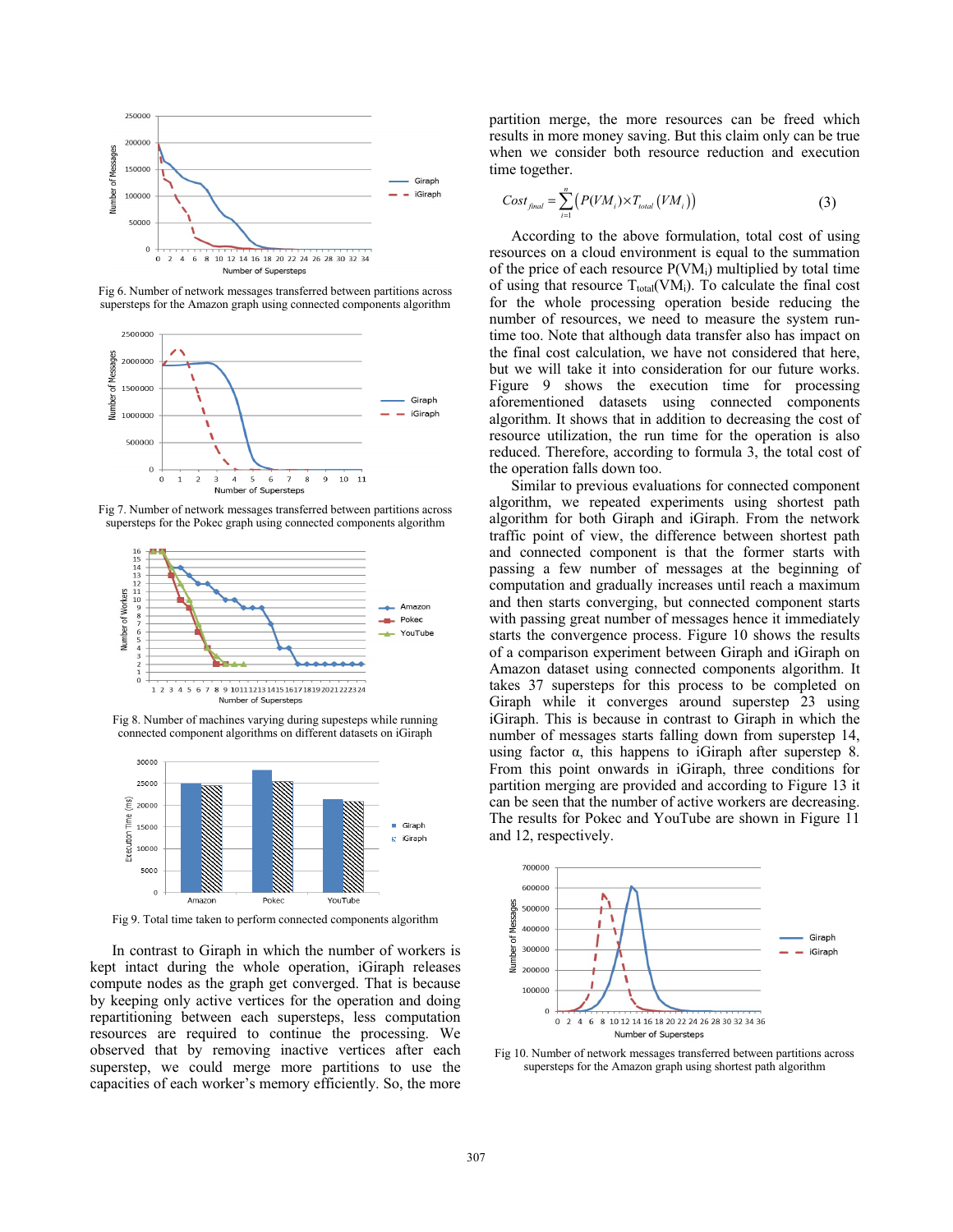Fig 6. Number of network messages transferred between partitions across supersteps for the Amazon graph using connected components algorithm

Fig 7. Number of network messages transferred between partitions across supersteps for the Pokec graph using connected components algorithm

Fig 8. Number of machines varying during supesteps while running connected component algorithms on different datasets on iGiraph

Fig 9. Total time taken to perform connected components algorithm

In contrast to Giraph in which the number of workers is kept intact during the whole operation, iGiraph releases compute nodes as the graph get converged. That is because by keeping only active vertices for the operation and doing repartitioning between each supersteps, less computation resources are required to continue the processing. We observed that by removing inactive vertices after each superstep, we could merge more partitions to use the capacities of each worker's memory efficiently. So, the more partition merge, the more resources can be freed which results in more money saving. But this claim only can be true when we consider both resource reduction and execution time together.

$$Cost_{final} = \sum_{i=1}^{n} \left( P(VM_i) \times T_{total}(VM_i) \right) \tag{3}$$

According to the above formulation, total cost of using resources on a cloud environment is equal to the summation of the price of each resource $P(VM_i)$ multiplied by total time of using that resource $T_{total}(VM_i)$. To calculate the final cost for the whole processing operation beside reducing the number of resources, we need to measure the system run-time too. Note that although data transfer also has impact on the final cost calculation, we have not considered that here, but we will take it into consideration for our future works. Figure 9 shows the execution time for processing aforementioned datasets using connected components algorithm. It shows that in addition to decreasing the cost of resource utilization, the run time for the operation is also reduced. Therefore, according to formula 3, the total cost of the operation falls down too.

Similar to previous evaluations for connected component algorithm, we repeated experiments using shortest path algorithm for both Giraph and iGiraph. From the network traffic point of view, the difference between shortest path and connected component is that the former starts with passing a few number of messages at the beginning of computation and gradually increases until reach a maximum and then starts converging, but connected component starts with passing great number of messages hence it immediately starts the convergence process. Figure 10 shows the results of a comparison experiment between Giraph and iGiraph on Amazon dataset using connected components algorithm. It takes 37 supersteps for this process to be completed on Giraph while it converges around superstep 23 using iGiraph. This is because in contrast to Giraph in which the number of messages starts falling down from superstep 14, using factor α, this happens to iGiraph after superstep 8. From this point onwards in iGiraph, three conditions for partition merging are provided and according to Figure 13 it can be seen that the number of active workers are decreasing. The results for Pokec and YouTube are shown in Figure 11 and 12, respectively.

Fig 10. Number of network messages transferred between partitions across supersteps for the Amazon graph using shortest path algorithm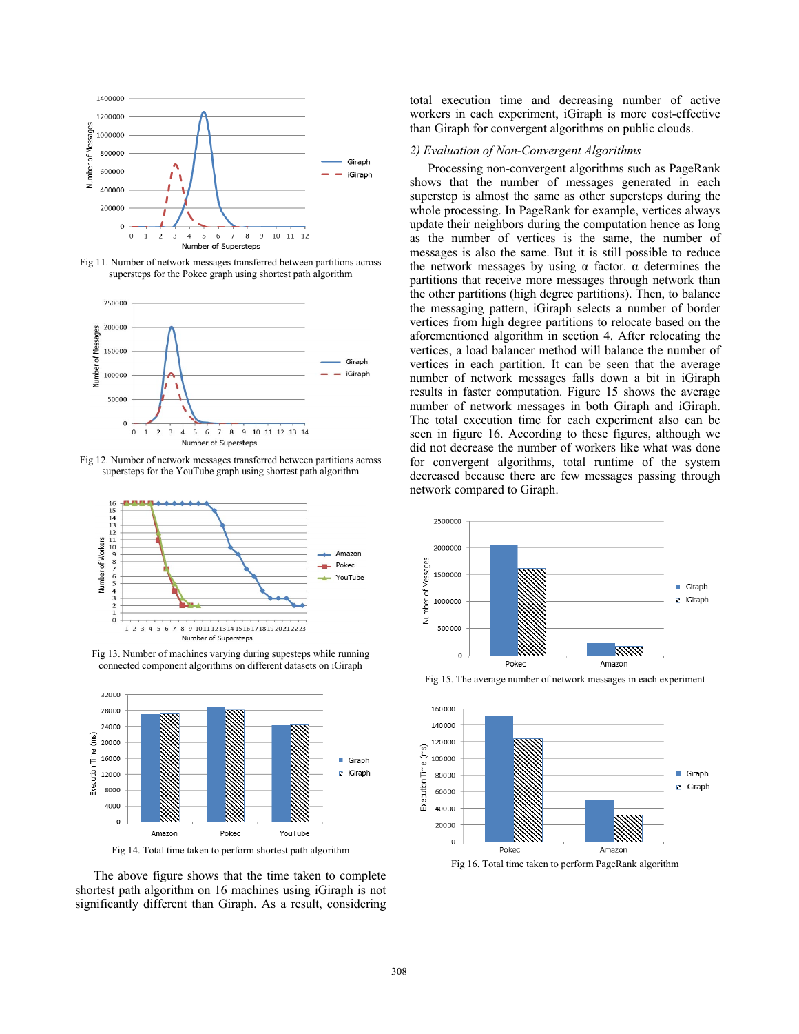Fig 11. Number of network messages transferred between partitions across supersteps for the Pokec graph using shortest path algorithm

Fig 12. Number of network messages transferred between partitions across supersteps for the YouTube graph using shortest path algorithm

Fig 13. Number of machines varying during supesteps while running connected component algorithms on different datasets on iGiraph

Fig 14. Total time taken to perform shortest path algorithm

The above figure shows that the time taken to complete shortest path algorithm on 16 machines using iGiraph is not significantly different than Giraph. As a result, considering total execution time and decreasing number of active workers in each experiment, iGiraph is more cost-effective than Giraph for convergent algorithms on public clouds.

*2) Evaluation of Non-Convergent Algorithms*

Processing non-convergent algorithms such as PageRank shows that the number of messages generated in each superstep is almost the same as other supersteps during the whole processing. In PageRank for example, vertices always update their neighbors during the computation hence as long as the number of vertices is the same, the number of messages is also the same. But it is still possible to reduce the network messages by using α factor. α determines the partitions that receive more messages through network than the other partitions (high degree partitions). Then, to balance the messaging pattern, iGiraph selects a number of border vertices from high degree partitions to relocate based on the aforementioned algorithm in section 4. After relocating the vertices, a load balancer method will balance the number of vertices in each partition. It can be seen that the average number of network messages falls down a bit in iGiraph results in faster computation. Figure 15 shows the average number of network messages in both Giraph and iGiraph. The total execution time for each experiment also can be seen in figure 16. According to these figures, although we did not decrease the number of workers like what was done for convergent algorithms, total runtime of the system decreased because there are few messages passing through network compared to Giraph.

Fig 15. The average number of network messages in each experiment

Fig 16. Total time taken to perform PageRank algorithm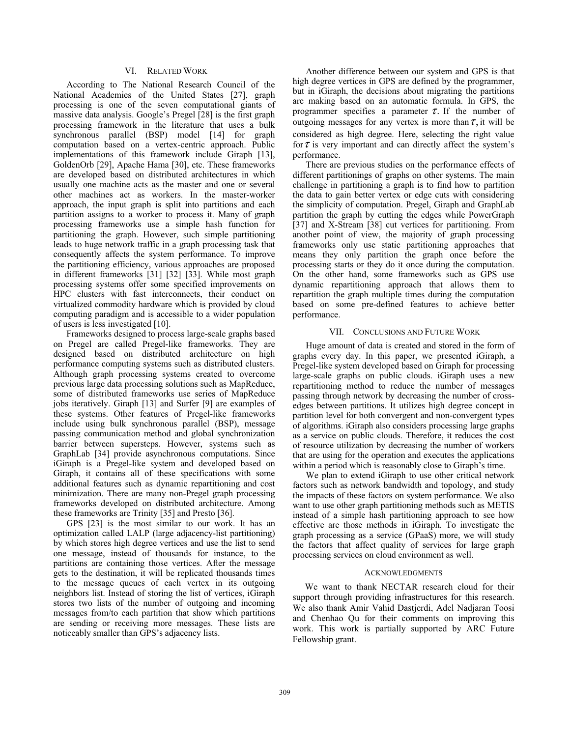## VI. RELATED WORK

According to The National Research Council of the National Academies of the United States [27], graph processing is one of the seven computational giants of massive data analysis. Google's Pregel [28] is the first graph processing framework in the literature that uses a bulk synchronous parallel (BSP) model [14] for graph computation based on a vertex-centric approach. Public implementations of this framework include Giraph [13], GoldenOrb [29], Apache Hama [30], etc. These frameworks are developed based on distributed architectures in which usually one machine acts as the master and one or several other machines act as workers. In the master-worker approach, the input graph is split into partitions and each partition assigns to a worker to process it. Many of graph processing frameworks use a simple hash function for partitioning the graph. However, such simple partitioning leads to huge network traffic in a graph processing task that consequently affects the system performance. To improve the partitioning efficiency, various approaches are proposed in different frameworks [31] [32] [33]. While most graph processing systems offer some specified improvements on HPC clusters with fast interconnects, their conduct on virtualized commodity hardware which is provided by cloud computing paradigm and is accessible to a wider population of users is less investigated [10].

Frameworks designed to process large-scale graphs based on Pregel are called Pregel-like frameworks. They are designed based on distributed architecture on high performance computing systems such as distributed clusters. Although graph processing systems created to overcome previous large data processing solutions such as MapReduce, some of distributed frameworks use series of MapReduce jobs iteratively. Giraph [13] and Surfer [9] are examples of these systems. Other features of Pregel-like frameworks include using bulk synchronous parallel (BSP), message passing communication method and global synchronization barrier between supersteps. However, systems such as GraphLab [34] provide asynchronous computations. Since iGiraph is a Pregel-like system and developed based on Giraph, it contains all of these specifications with some additional features such as dynamic repartitioning and cost minimization. There are many non-Pregel graph processing frameworks developed on distributed architecture. Among these frameworks are Trinity [35] and Presto [36].

GPS [23] is the most similar to our work. It has an optimization called LALP (large adjacency-list partitioning) by which stores high degree vertices and use the list to send one message, instead of thousands for instance, to the partitions are containing those vertices. After the message gets to the destination, it will be replicated thousands times to the message queues of each vertex in its outgoing neighbors list. Instead of storing the list of vertices, iGiraph stores two lists of the number of outgoing and incoming messages from/to each partition that show which partitions are sending or receiving more messages. These lists are noticeably smaller than GPS's adjacency lists.

Another difference between our system and GPS is that high degree vertices in GPS are defined by the programmer, but in iGiraph, the decisions about migrating the partitions are making based on an automatic formula. In GPS, the programmer specifies a parameter $\tau$. If the number of outgoing messages for any vertex is more than $\tau$, it will be considered as high degree. Here, selecting the right value for $\tau$ is very important and can directly affect the system's performance.

There are previous studies on the performance effects of different partitionings of graphs on other systems. The main challenge in partitioning a graph is to find how to partition the data to gain better vertex or edge cuts with considering the simplicity of computation. Pregel, Giraph and GraphLab partition the graph by cutting the edges while PowerGraph [37] and X-Stream [38] cut vertices for partitioning. From another point of view, the majority of graph processing frameworks only use static partitioning approaches that means they only partition the graph once before the processing starts or they do it once during the computation. On the other hand, some frameworks such as GPS use dynamic repartitioning approach that allows them to repartition the graph multiple times during the computation based on some pre-defined features to achieve better performance.

## VII. CONCLUSIONS AND FUTURE WORK

Huge amount of data is created and stored in the form of graphs every day. In this paper, we presented iGiraph, a Pregel-like system developed based on Giraph for processing large-scale graphs on public clouds. iGiraph uses a new repartitioning method to reduce the number of messages passing through network by decreasing the number of cross-edges between partitions. It utilizes high degree concept in partition level for both convergent and non-convergent types of algorithms. iGiraph also considers processing large graphs as a service on public clouds. Therefore, it reduces the cost of resource utilization by decreasing the number of workers that are using for the operation and executes the applications within a period which is reasonably close to Giraph's time.

We plan to extend iGiraph to use other critical network factors such as network bandwidth and topology, and study the impacts of these factors on system performance. We also want to use other graph partitioning methods such as METIS instead of a simple hash partitioning approach to see how effective are those methods in iGiraph. To investigate the graph processing as a service (GPaaS) more, we will study the factors that affect quality of services for large graph processing services on cloud environment as well.

## ACKNOWLEDGMENTS

We want to thank NECTAR research cloud for their support through providing infrastructures for this research. We also thank Amir Vahid Dastjerdi, Adel Nadjaran Toosi and Chenhao Qu for their comments on improving this work. This work is partially supported by ARC Future Fellowship grant.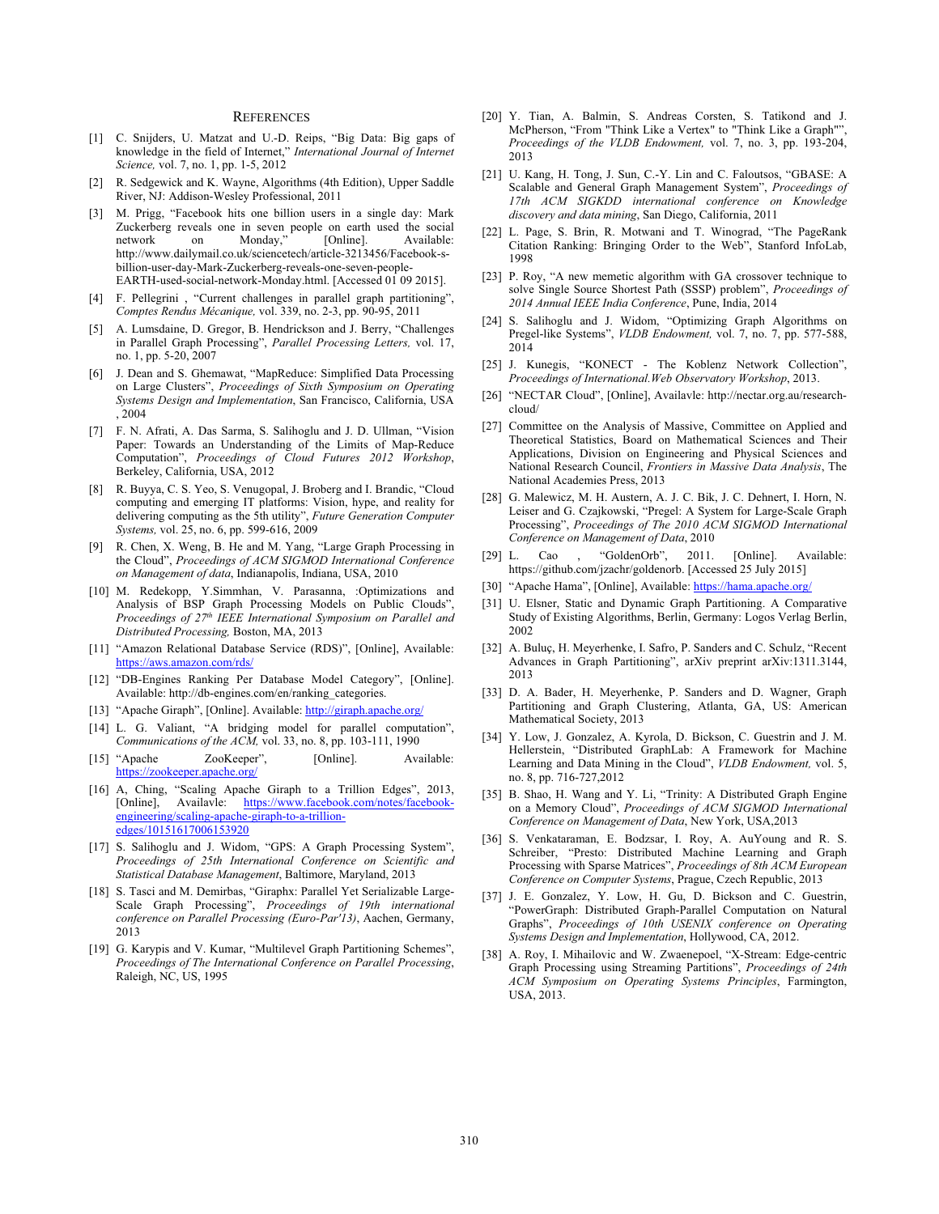## REFERENCES

[1] C. Snijders, U. Matzat and U.-D. Reips, "Big Data: Big gaps of knowledge in the field of Internet," *International Journal of Internet Science,* vol. 7, no. 1, pp. 1-5, 2012

[2] R. Sedgewick and K. Wayne, Algorithms (4th Edition), Upper Saddle River, NJ: Addison-Wesley Professional, 2011

[3] M. Prigg, "Facebook hits one billion users in a single day: Mark Zuckerberg reveals one in seven people on earth used the social network on Monday," [Online]. Available: http://www.dailymail.co.uk/sciencetech/article-3213456/Facebook-s-billion-user-day-Mark-Zuckerberg-reveals-one-seven-people-EARTH-used-social-network-Monday.html. [Accessed 01 09 2015].

[4] F. Pellegrini , "Current challenges in parallel graph partitioning", *Comptes Rendus Mécanique,* vol. 339, no. 2-3, pp. 90-95, 2011

[5] A. Lumsdaine, D. Gregor, B. Hendrickson and J. Berry, "Challenges in Parallel Graph Processing", *Parallel Processing Letters,* vol. 17, no. 1, pp. 5-20, 2007

[6] J. Dean and S. Ghemawat, "MapReduce: Simplified Data Processing on Large Clusters", *Proceedings of Sixth Symposium on Operating Systems Design and Implementation*, San Francisco, California, USA , 2004

[7] F. N. Afrati, A. Das Sarma, S. Salihoglu and J. D. Ullman, "Vision Paper: Towards an Understanding of the Limits of Map-Reduce Computation", *Proceedings of Cloud Futures 2012 Workshop*, Berkeley, California, USA, 2012

[8] R. Buyya, C. S. Yeo, S. Venugopal, J. Broberg and I. Brandic, "Cloud computing and emerging IT platforms: Vision, hype, and reality for delivering computing as the 5th utility", *Future Generation Computer Systems,* vol. 25, no. 6, pp. 599-616, 2009

[9] R. Chen, X. Weng, B. He and M. Yang, "Large Graph Processing in the Cloud", *Proceedings of ACM SIGMOD International Conference on Management of data*, Indianapolis, Indiana, USA, 2010

[10] M. Redekopp, Y.Simmhan, V. Parasanna, :Optimizations and Analysis of BSP Graph Processing Models on Public Clouds", *Proceedings of 27th IEEE International Symposium on Parallel and Distributed Processing,* Boston, MA, 2013

[11] "Amazon Relational Database Service (RDS)", [Online], Available: https://aws.amazon.com/rds/

[12] "DB-Engines Ranking Per Database Model Category", [Online]. Available: http://db-engines.com/en/ranking_categories.

[13] "Apache Giraph", [Online]. Available: http://giraph.apache.org/

[14] L. G. Valiant, "A bridging model for parallel computation", *Communications of the ACM,* vol. 33, no. 8, pp. 103-111, 1990

[15] "Apache ZooKeeper", [Online]. Available: https://zookeeper.apache.org/

[16] A, Ching, "Scaling Apache Giraph to a Trillion Edges", 2013, [Online], Availavle: https://www.facebook.com/notes/facebook-engineering/scaling-apache-giraph-to-a-trillion-edges/10151617006153920

[17] S. Salihoglu and J. Widom, "GPS: A Graph Processing System", *Proceedings of 25th International Conference on Scientific and Statistical Database Management*, Baltimore, Maryland, 2013

[18] S. Tasci and M. Demirbas, "Giraphx: Parallel Yet Serializable Large-Scale Graph Processing", *Proceedings of 19th international conference on Parallel Processing (Euro-Par'13)*, Aachen, Germany, 2013

[19] G. Karypis and V. Kumar, "Multilevel Graph Partitioning Schemes", *Proceedings of The International Conference on Parallel Processing*, Raleigh, NC, US, 1995

[20] Y. Tian, A. Balmin, S. Andreas Corsten, S. Tatikond and J. McPherson, "From "Think Like a Vertex" to "Think Like a Graph"", *Proceedings of the VLDB Endowment,* vol. 7, no. 3, pp. 193-204, 2013

[21] U. Kang, H. Tong, J. Sun, C.-Y. Lin and C. Faloutsos, "GBASE: A Scalable and General Graph Management System", *Proceedings of 17th ACM SIGKDD international conference on Knowledge discovery and data mining*, San Diego, California, 2011

[22] L. Page, S. Brin, R. Motwani and T. Winograd, "The PageRank Citation Ranking: Bringing Order to the Web", Stanford InfoLab, 1998

[23] P. Roy, "A new memetic algorithm with GA crossover technique to solve Single Source Shortest Path (SSSP) problem", *Proceedings of 2014 Annual IEEE India Conference*, Pune, India, 2014

[24] S. Salihoglu and J. Widom, "Optimizing Graph Algorithms on Pregel-like Systems", *VLDB Endowment,* vol. 7, no. 7, pp. 577-588, 2014

[25] J. Kunegis, "KONECT - The Koblenz Network Collection", *Proceedings of International.Web Observatory Workshop*, 2013.

[26] "NECTAR Cloud", [Online], Availavle: http://nectar.org.au/research-cloud/

[27] Committee on the Analysis of Massive, Committee on Applied and Theoretical Statistics, Board on Mathematical Sciences and Their Applications, Division on Engineering and Physical Sciences and National Research Council, *Frontiers in Massive Data Analysis*, The National Academies Press, 2013

[28] G. Malewicz, M. H. Austern, A. J. C. Bik, J. C. Dehnert, I. Horn, N. Leiser and G. Czajkowski, "Pregel: A System for Large-Scale Graph Processing", *Proceedings of The 2010 ACM SIGMOD International Conference on Management of Data*, 2010

[29] L. Cao , "GoldenOrb", 2011. [Online]. Available: https://github.com/jzachr/goldenorb. [Accessed 25 July 2015]

[30] "Apache Hama", [Online], Available: https://hama.apache.org/

[31] U. Elsner, Static and Dynamic Graph Partitioning. A Comparative Study of Existing Algorithms, Berlin, Germany: Logos Verlag Berlin, 2002

[32] A. Buluç, H. Meyerhenke, I. Safro, P. Sanders and C. Schulz, "Recent Advances in Graph Partitioning", arXiv preprint arXiv:1311.3144, 2013

[33] D. A. Bader, H. Meyerhenke, P. Sanders and D. Wagner, Graph Partitioning and Graph Clustering, Atlanta, GA, US: American Mathematical Society, 2013

[34] Y. Low, J. Gonzalez, A. Kyrola, D. Bickson, C. Guestrin and J. M. Hellerstein, "Distributed GraphLab: A Framework for Machine Learning and Data Mining in the Cloud", *VLDB Endowment,* vol. 5, no. 8, pp. 716-727,2012

[35] B. Shao, H. Wang and Y. Li, "Trinity: A Distributed Graph Engine on a Memory Cloud", *Proceedings of ACM SIGMOD International Conference on Management of Data*, New York, USA,2013

[36] S. Venkataraman, E. Bodzsar, I. Roy, A. AuYoung and R. S. Schreiber, "Presto: Distributed Machine Learning and Graph Processing with Sparse Matrices", *Proceedings of 8th ACM European Conference on Computer Systems*, Prague, Czech Republic, 2013

[37] J. E. Gonzalez, Y. Low, H. Gu, D. Bickson and C. Guestrin, "PowerGraph: Distributed Graph-Parallel Computation on Natural Graphs", *Proceedings of 10th USENIX conference on Operating Systems Design and Implementation*, Hollywood, CA, 2012.

[38] A. Roy, I. Mihailovic and W. Zwaenepoel, "X-Stream: Edge-centric Graph Processing using Streaming Partitions", *Proceedings of 24th ACM Symposium on Operating Systems Principles*, Farmington, USA, 2013.